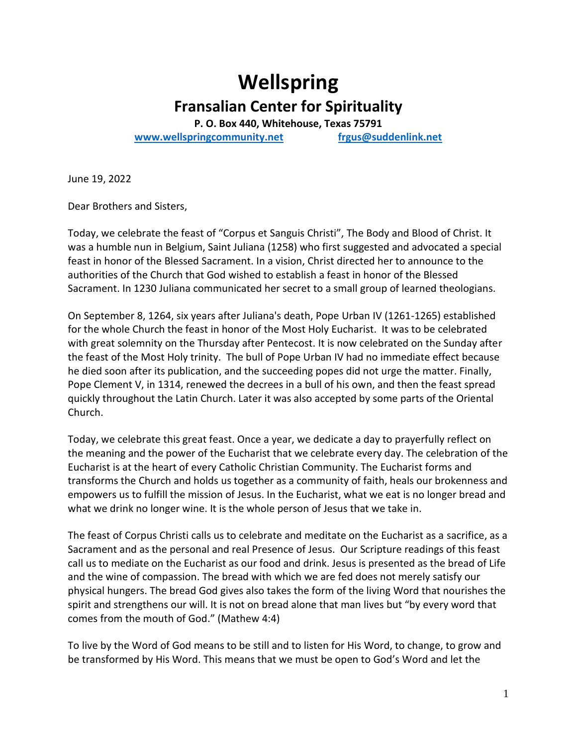# Wellspring

## Fransalian Center for Spirituality

**P. O. Box 440, Whitehouse, Texas 75791**

[www.wellspringcommunity.net](http://www.wellspringcommunity.net) [frgus@suddenlink.net](mailto:frgus@suddenlink.net)

June 19, 2022

Dear Brothers and Sisters,

Today, we celebrate the feast of "Corpus et Sanguis Christi", The Body and Blood of Christ. It was a humble nun in Belgium, Saint Juliana (1258) who first suggested and advocated a special feast in honor of the Blessed Sacrament. In a vision, Christ directed her to announce to the authorities of the Church that God wished to establish a feast in honor of the Blessed Sacrament. In 1230 Juliana communicated her secret to a small group of learned theologians.

On September 8, 1264, six years after Juliana's death, Pope Urban IV (1261-1265) established for the whole Church the feast in honor of the Most Holy Eucharist. It was to be celebrated with great solemnity on the Thursday after Pentecost. It is now celebrated on the Sunday after the feast of the Most Holy trinity. The bull of Pope Urban IV had no immediate effect because he died soon after its publication, and the succeeding popes did not urge the matter. Finally, Pope Clement V, in 1314, renewed the decrees in a bull of his own, and then the feast spread quickly throughout the Latin Church. Later it was also accepted by some parts of the Oriental Church.

Today, we celebrate this great feast. Once a year, we dedicate a day to prayerfully reflect on the meaning and the power of the Eucharist that we celebrate every day. The celebration of the Eucharist is at the heart of every Catholic Christian Community. The Eucharist forms and transforms the Church and holds us together as a community of faith, heals our brokenness and empowers us to fulfill the mission of Jesus. In the Eucharist, what we eat is no longer bread and what we drink no longer wine. It is the whole person of Jesus that we take in.

The feast of Corpus Christi calls us to celebrate and meditate on the Eucharist as a sacrifice, as a Sacrament and as the personal and real Presence of Jesus. Our Scripture readings of this feast call us to mediate on the Eucharist as our food and drink. Jesus is presented as the bread of Life and the wine of compassion. The bread with which we are fed does not merely satisfy our physical hungers. The bread God gives also takes the form of the living Word that nourishes the spirit and strengthens our will. It is not on bread alone that man lives but "by every word that comes from the mouth of God." (Mathew 4:4)

To live by the Word of God means to be still and to listen for His Word, to change, to grow and be transformed by His Word. This means that we must be open to God's Word and let the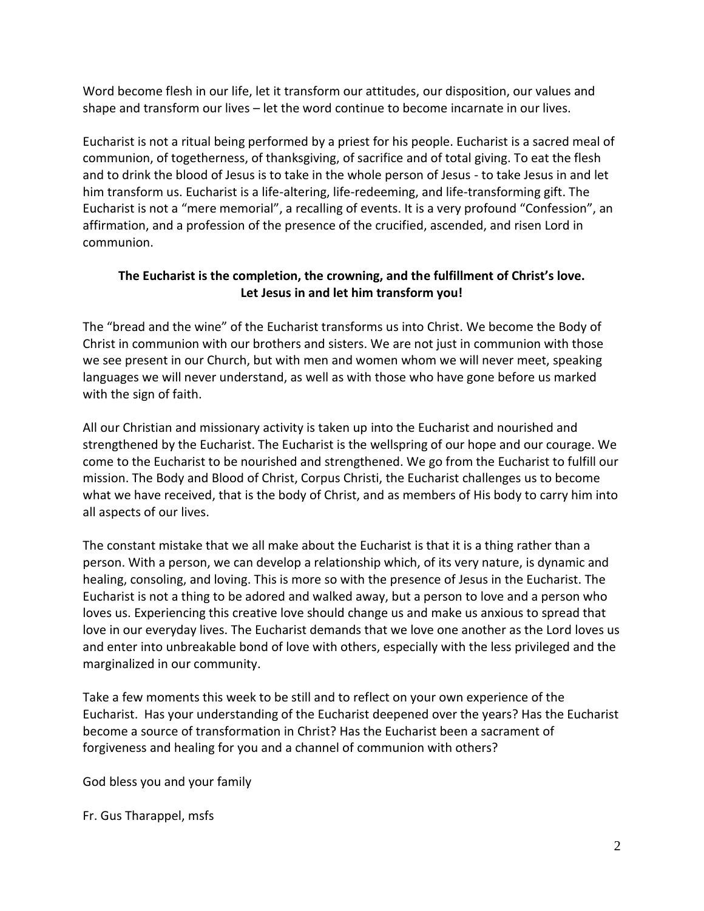Word become flesh in our life, let it transform our attitudes, our disposition, our values and shape and transform our lives – let the word continue to become incarnate in our lives.

Eucharist is not a ritual being performed by a priest for his people. Eucharist is a sacred meal of communion, of togetherness, of thanksgiving, of sacrifice and of total giving. To eat the flesh and to drink the blood of Jesus is to take in the whole person of Jesus - to take Jesus in and let him transform us. Eucharist is a life-altering, life-redeeming, and life-transforming gift. The Eucharist is not a "mere memorial", a recalling of events. It is a very profound "Confession", an affirmation, and a profession of the presence of the crucified, ascended, and risen Lord in communion.

**The Eucharist is the completion, the crowning, and the fulfillment of Christ's love. Let Jesus in and let him transform you!**

The "bread and the wine" of the Eucharist transforms us into Christ. We become the Body of Christ in communion with our brothers and sisters. We are not just in communion with those we see present in our Church, but with men and women whom we will never meet, speaking languages we will never understand, as well as with those who have gone before us marked with the sign of faith.

All our Christian and missionary activity is taken up into the Eucharist and nourished and strengthened by the Eucharist. The Eucharist is the wellspring of our hope and our courage. We come to the Eucharist to be nourished and strengthened. We go from the Eucharist to fulfill our mission. The Body and Blood of Christ, Corpus Christi, the Eucharist challenges us to become what we have received, that is the body of Christ, and as members of His body to carry him into all aspects of our lives.

The constant mistake that we all make about the Eucharist is that it is a thing rather than a person. With a person, we can develop a relationship which, of its very nature, is dynamic and healing, consoling, and loving. This is more so with the presence of Jesus in the Eucharist. The Eucharist is not a thing to be adored and walked away, but a person to love and a person who loves us. Experiencing this creative love should change us and make us anxious to spread that love in our everyday lives. The Eucharist demands that we love one another as the Lord loves us and enter into unbreakable bond of love with others, especially with the less privileged and the marginalized in our community.

Take a few moments this week to be still and to reflect on your own experience of the Eucharist. Has your understanding of the Eucharist deepened over the years? Has the Eucharist become a source of transformation in Christ? Has the Eucharist been a sacrament of forgiveness and healing for you and a channel of communion with others?

God bless you and your family

Fr. Gus Tharappel, msfs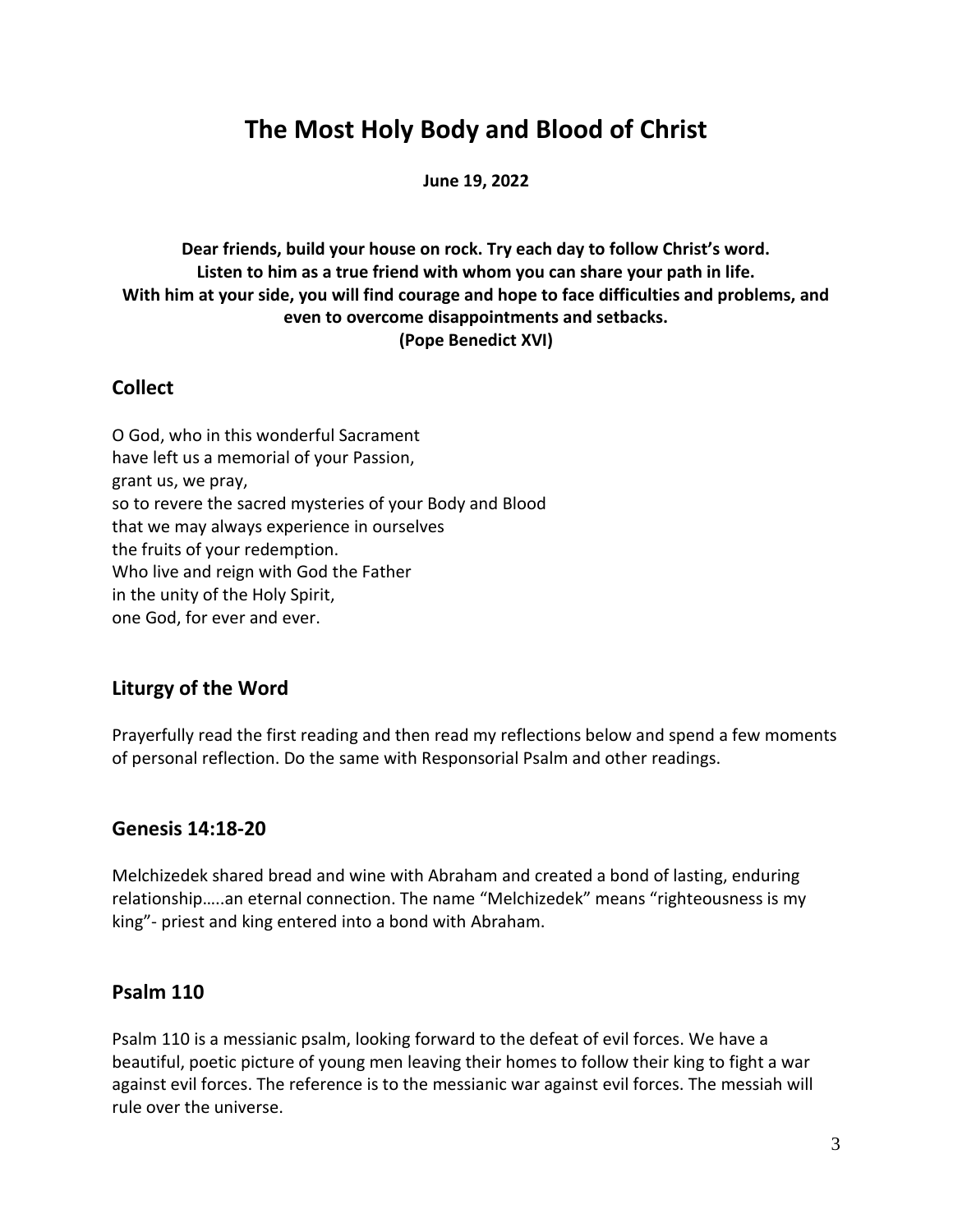# The Most Holy Body and Blood of Christ

**June 19, 2022**

**Dear friends, build your house on rock. Try each day to follow Christ's word. Listen to him as a true friend with whom you can share your path in life. With him at your side, you will find courage and hope to face difficulties and problems, and even to overcome disappointments and setbacks. (Pope Benedict XVI)**

## Collect

O God, who in this wonderful Sacrament
have left us a memorial of your Passion,
grant us, we pray,
so to revere the sacred mysteries of your Body and Blood
that we may always experience in ourselves
the fruits of your redemption.
Who live and reign with God the Father
in the unity of the Holy Spirit,
one God, for ever and ever.

## Liturgy of the Word

Prayerfully read the first reading and then read my reflections below and spend a few moments of personal reflection. Do the same with Responsorial Psalm and other readings.

## Genesis 14:18-20

Melchizedek shared bread and wine with Abraham and created a bond of lasting, enduring relationship…..an eternal connection. The name "Melchizedek" means "righteousness is my king"- priest and king entered into a bond with Abraham.

## Psalm 110

Psalm 110 is a messianic psalm, looking forward to the defeat of evil forces. We have a beautiful, poetic picture of young men leaving their homes to follow their king to fight a war against evil forces. The reference is to the messianic war against evil forces. The messiah will rule over the universe.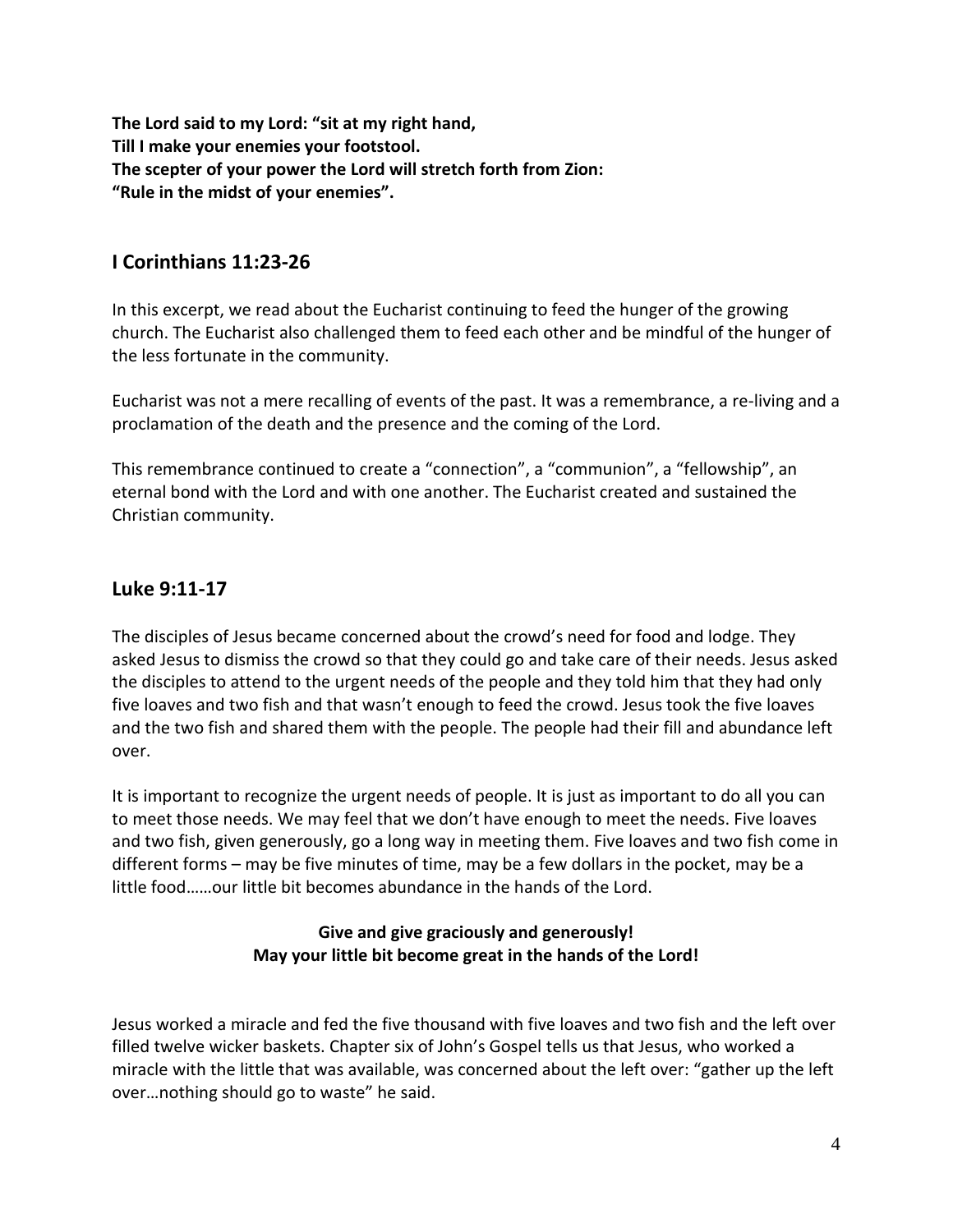**The Lord said to my Lord: "sit at my right hand,**
**Till I make your enemies your footstool.**
**The scepter of your power the Lord will stretch forth from Zion:**
**"Rule in the midst of your enemies".**

## I Corinthians 11:23-26

In this excerpt, we read about the Eucharist continuing to feed the hunger of the growing church. The Eucharist also challenged them to feed each other and be mindful of the hunger of the less fortunate in the community.

Eucharist was not a mere recalling of events of the past. It was a remembrance, a re-living and a proclamation of the death and the presence and the coming of the Lord.

This remembrance continued to create a "connection", a "communion", a "fellowship", an eternal bond with the Lord and with one another. The Eucharist created and sustained the Christian community.

## Luke 9:11-17

The disciples of Jesus became concerned about the crowd's need for food and lodge. They asked Jesus to dismiss the crowd so that they could go and take care of their needs. Jesus asked the disciples to attend to the urgent needs of the people and they told him that they had only five loaves and two fish and that wasn't enough to feed the crowd. Jesus took the five loaves and the two fish and shared them with the people. The people had their fill and abundance left over.

It is important to recognize the urgent needs of people. It is just as important to do all you can to meet those needs. We may feel that we don't have enough to meet the needs. Five loaves and two fish, given generously, go a long way in meeting them. Five loaves and two fish come in different forms – may be five minutes of time, may be a few dollars in the pocket, may be a little food……our little bit becomes abundance in the hands of the Lord.

**Give and give graciously and generously!**
**May your little bit become great in the hands of the Lord!**

Jesus worked a miracle and fed the five thousand with five loaves and two fish and the left over filled twelve wicker baskets. Chapter six of John's Gospel tells us that Jesus, who worked a miracle with the little that was available, was concerned about the left over: "gather up the left over…nothing should go to waste" he said.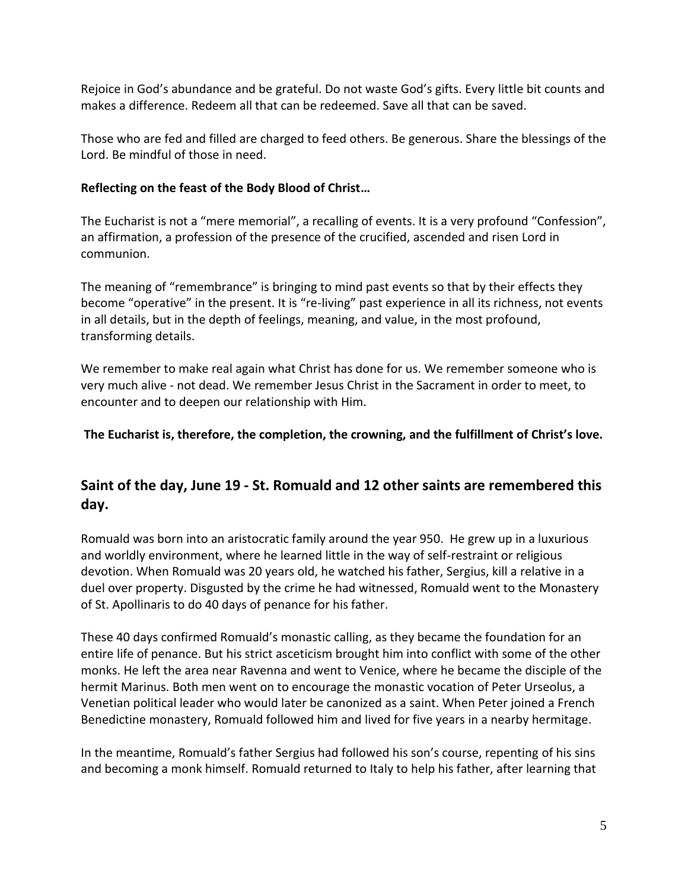Rejoice in God's abundance and be grateful. Do not waste God's gifts. Every little bit counts and makes a difference. Redeem all that can be redeemed. Save all that can be saved.

Those who are fed and filled are charged to feed others. Be generous. Share the blessings of the Lord. Be mindful of those in need.

**Reflecting on the feast of the Body Blood of Christ…**

The Eucharist is not a "mere memorial", a recalling of events. It is a very profound "Confession", an affirmation, a profession of the presence of the crucified, ascended and risen Lord in communion.

The meaning of "remembrance" is bringing to mind past events so that by their effects they become "operative" in the present. It is "re-living" past experience in all its richness, not events in all details, but in the depth of feelings, meaning, and value, in the most profound, transforming details.

We remember to make real again what Christ has done for us. We remember someone who is very much alive - not dead. We remember Jesus Christ in the Sacrament in order to meet, to encounter and to deepen our relationship with Him.

**The Eucharist is, therefore, the completion, the crowning, and the fulfillment of Christ's love.**

## Saint of the day, June 19 - St. Romuald and 12 other saints are remembered this day.

Romuald was born into an aristocratic family around the year 950. He grew up in a luxurious and worldly environment, where he learned little in the way of self-restraint or religious devotion. When Romuald was 20 years old, he watched his father, Sergius, kill a relative in a duel over property. Disgusted by the crime he had witnessed, Romuald went to the Monastery of St. Apollinaris to do 40 days of penance for his father.

These 40 days confirmed Romuald's monastic calling, as they became the foundation for an entire life of penance. But his strict asceticism brought him into conflict with some of the other monks. He left the area near Ravenna and went to Venice, where he became the disciple of the hermit Marinus. Both men went on to encourage the monastic vocation of Peter Urseolus, a Venetian political leader who would later be canonized as a saint. When Peter joined a French Benedictine monastery, Romuald followed him and lived for five years in a nearby hermitage.

In the meantime, Romuald's father Sergius had followed his son's course, repenting of his sins and becoming a monk himself. Romuald returned to Italy to help his father, after learning that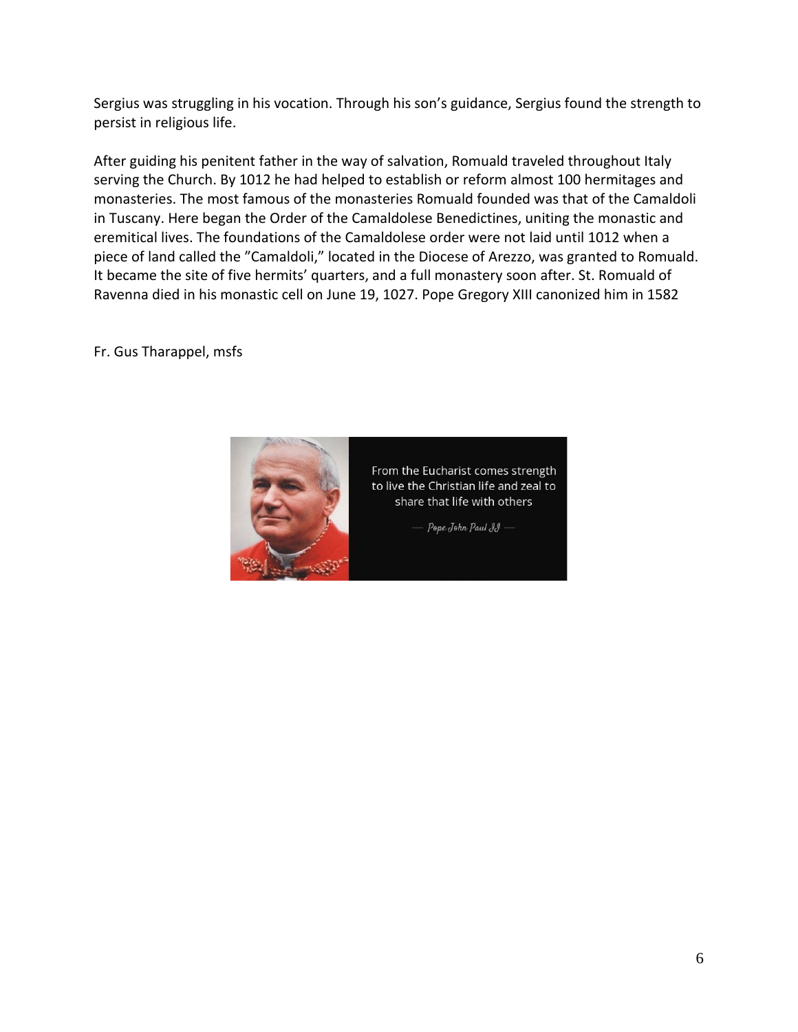Sergius was struggling in his vocation. Through his son's guidance, Sergius found the strength to persist in religious life.

After guiding his penitent father in the way of salvation, Romuald traveled throughout Italy serving the Church. By 1012 he had helped to establish or reform almost 100 hermitages and monasteries. The most famous of the monasteries Romuald founded was that of the Camaldoli in Tuscany. Here began the Order of the Camaldolese Benedictines, uniting the monastic and eremitical lives. The foundations of the Camaldolese order were not laid until 1012 when a piece of land called the "Camaldoli," located in the Diocese of Arezzo, was granted to Romuald. It became the site of five hermits' quarters, and a full monastery soon after. St. Romuald of Ravenna died in his monastic cell on June 19, 1027. Pope Gregory XIII canonized him in 1582

Fr. Gus Tharappel, msfs

From the Eucharist comes strength to live the Christian life and zeal to share that life with others

— *Pope John Paul II* —